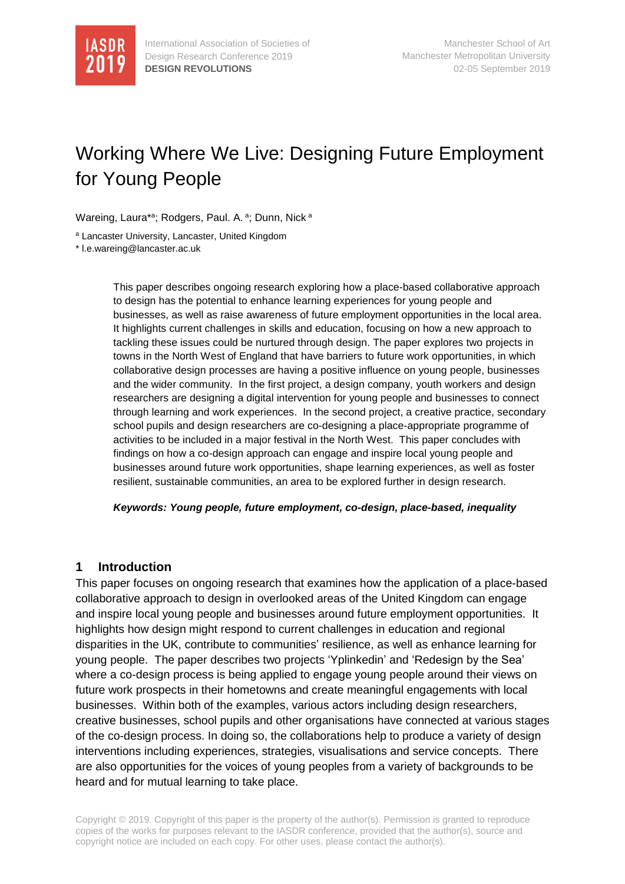# Working Where We Live: Designing Future Employment for Young People

Wareing, Laura*[a]; Rodgers, Paul. A. [a]; Dunn, Nick [a]

[a] Lancaster University, Lancaster, United Kingdom

* l.e.wareing@lancaster.ac.uk

This paper describes ongoing research exploring how a place-based collaborative approach to design has the potential to enhance learning experiences for young people and businesses, as well as raise awareness of future employment opportunities in the local area. It highlights current challenges in skills and education, focusing on how a new approach to tackling these issues could be nurtured through design. The paper explores two projects in towns in the North West of England that have barriers to future work opportunities, in which collaborative design processes are having a positive influence on young people, businesses and the wider community. In the first project, a design company, youth workers and design researchers are designing a digital intervention for young people and businesses to connect through learning and work experiences. In the second project, a creative practice, secondary school pupils and design researchers are co-designing a place-appropriate programme of activities to be included in a major festival in the North West. This paper concludes with findings on how a co-design approach can engage and inspire local young people and businesses around future work opportunities, shape learning experiences, as well as foster resilient, sustainable communities, an area to be explored further in design research.

***Keywords: Young people, future employment, co-design, place-based, inequality***

## 1 Introduction

This paper focuses on ongoing research that examines how the application of a place-based collaborative approach to design in overlooked areas of the United Kingdom can engage and inspire local young people and businesses around future employment opportunities. It highlights how design might respond to current challenges in education and regional disparities in the UK, contribute to communities' resilience, as well as enhance learning for young people. The paper describes two projects 'Yplinkedin' and 'Redesign by the Sea' where a co-design process is being applied to engage young people around their views on future work prospects in their hometowns and create meaningful engagements with local businesses. Within both of the examples, various actors including design researchers, creative businesses, school pupils and other organisations have connected at various stages of the co-design process. In doing so, the collaborations help to produce a variety of design interventions including experiences, strategies, visualisations and service concepts. There are also opportunities for the voices of young peoples from a variety of backgrounds to be heard and for mutual learning to take place.

Copyright © 2019. Copyright of this paper is the property of the author(s). Permission is granted to reproduce copies of the works for purposes relevant to the IASDR conference, provided that the author(s), source and copyright notice are included on each copy. For other uses, please contact the author(s).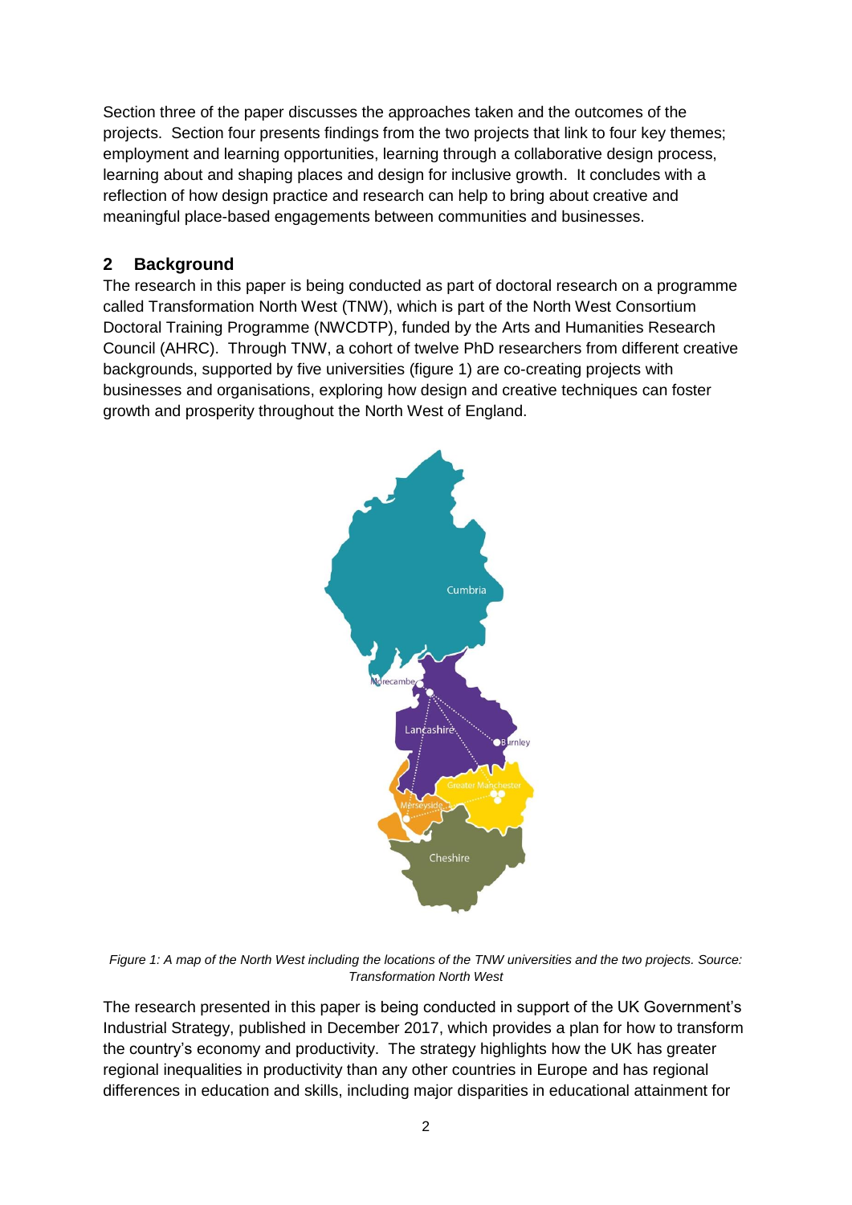Section three of the paper discusses the approaches taken and the outcomes of the projects. Section four presents findings from the two projects that link to four key themes; employment and learning opportunities, learning through a collaborative design process, learning about and shaping places and design for inclusive growth. It concludes with a reflection of how design practice and research can help to bring about creative and meaningful place-based engagements between communities and businesses.

## 2 Background

The research in this paper is being conducted as part of doctoral research on a programme called Transformation North West (TNW), which is part of the North West Consortium Doctoral Training Programme (NWCDTP), funded by the Arts and Humanities Research Council (AHRC). Through TNW, a cohort of twelve PhD researchers from different creative backgrounds, supported by five universities (figure 1) are co-creating projects with businesses and organisations, exploring how design and creative techniques can foster growth and prosperity throughout the North West of England.

*Figure 1: A map of the North West including the locations of the TNW universities and the two projects. Source: Transformation North West*

The research presented in this paper is being conducted in support of the UK Government's Industrial Strategy, published in December 2017, which provides a plan for how to transform the country's economy and productivity. The strategy highlights how the UK has greater regional inequalities in productivity than any other countries in Europe and has regional differences in education and skills, including major disparities in educational attainment for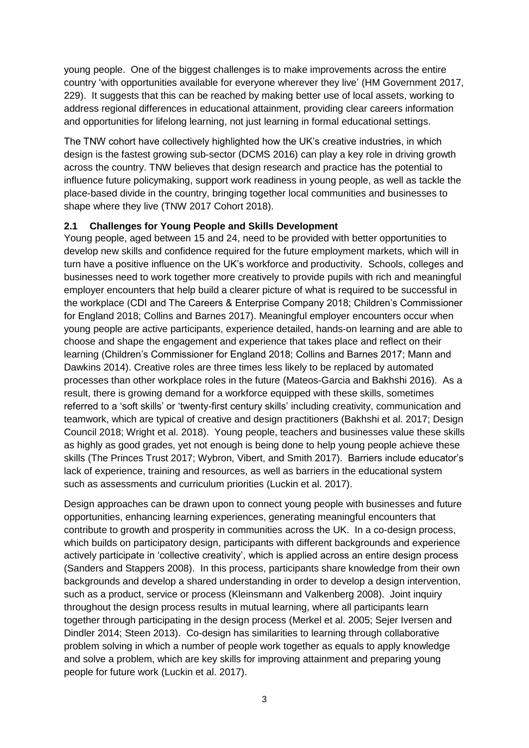young people. One of the biggest challenges is to make improvements across the entire country 'with opportunities available for everyone wherever they live' (HM Government 2017, 229). It suggests that this can be reached by making better use of local assets, working to address regional differences in educational attainment, providing clear careers information and opportunities for lifelong learning, not just learning in formal educational settings.

The TNW cohort have collectively highlighted how the UK's creative industries, in which design is the fastest growing sub-sector (DCMS 2016) can play a key role in driving growth across the country. TNW believes that design research and practice has the potential to influence future policymaking, support work readiness in young people, as well as tackle the place-based divide in the country, bringing together local communities and businesses to shape where they live (TNW 2017 Cohort 2018).

### 2.1 Challenges for Young People and Skills Development

Young people, aged between 15 and 24, need to be provided with better opportunities to develop new skills and confidence required for the future employment markets, which will in turn have a positive influence on the UK's workforce and productivity. Schools, colleges and businesses need to work together more creatively to provide pupils with rich and meaningful employer encounters that help build a clearer picture of what is required to be successful in the workplace (CDI and The Careers & Enterprise Company 2018; Children's Commissioner for England 2018; Collins and Barnes 2017). Meaningful employer encounters occur when young people are active participants, experience detailed, hands-on learning and are able to choose and shape the engagement and experience that takes place and reflect on their learning (Children's Commissioner for England 2018; Collins and Barnes 2017; Mann and Dawkins 2014). Creative roles are three times less likely to be replaced by automated processes than other workplace roles in the future (Mateos-Garcia and Bakhshi 2016). As a result, there is growing demand for a workforce equipped with these skills, sometimes referred to a 'soft skills' or 'twenty-first century skills' including creativity, communication and teamwork, which are typical of creative and design practitioners (Bakhshi et al. 2017; Design Council 2018; Wright et al. 2018). Young people, teachers and businesses value these skills as highly as good grades, yet not enough is being done to help young people achieve these skills (The Princes Trust 2017; Wybron, Vibert, and Smith 2017). Barriers include educator's lack of experience, training and resources, as well as barriers in the educational system such as assessments and curriculum priorities (Luckin et al. 2017).

Design approaches can be drawn upon to connect young people with businesses and future opportunities, enhancing learning experiences, generating meaningful encounters that contribute to growth and prosperity in communities across the UK. In a co-design process, which builds on participatory design, participants with different backgrounds and experience actively participate in 'collective creativity', which is applied across an entire design process (Sanders and Stappers 2008). In this process, participants share knowledge from their own backgrounds and develop a shared understanding in order to develop a design intervention, such as a product, service or process (Kleinsmann and Valkenberg 2008). Joint inquiry throughout the design process results in mutual learning, where all participants learn together through participating in the design process (Merkel et al. 2005; Sejer Iversen and Dindler 2014; Steen 2013). Co-design has similarities to learning through collaborative problem solving in which a number of people work together as equals to apply knowledge and solve a problem, which are key skills for improving attainment and preparing young people for future work (Luckin et al. 2017).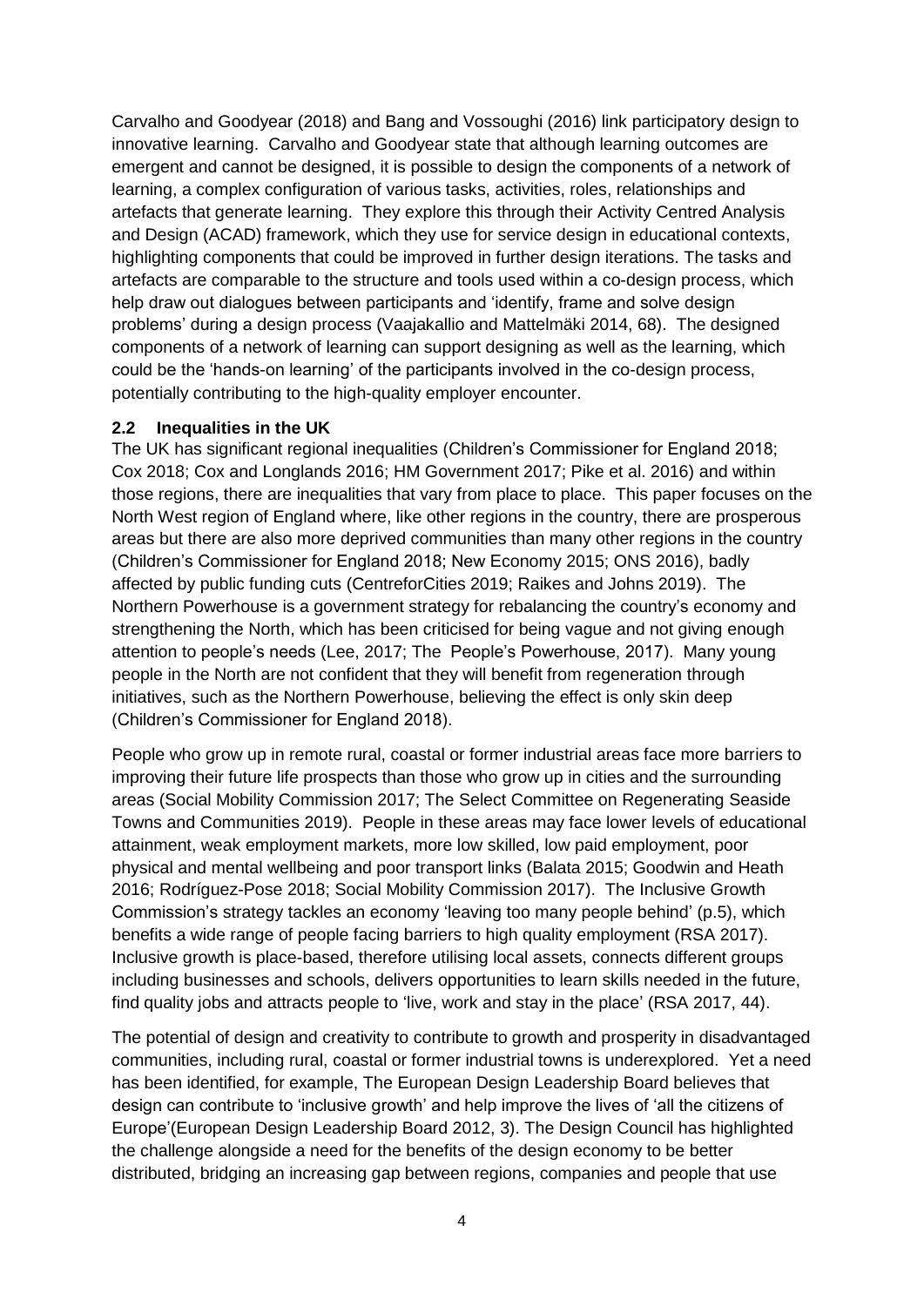Carvalho and Goodyear (2018) and Bang and Vossoughi (2016) link participatory design to innovative learning. Carvalho and Goodyear state that although learning outcomes are emergent and cannot be designed, it is possible to design the components of a network of learning, a complex configuration of various tasks, activities, roles, relationships and artefacts that generate learning. They explore this through their Activity Centred Analysis and Design (ACAD) framework, which they use for service design in educational contexts, highlighting components that could be improved in further design iterations. The tasks and artefacts are comparable to the structure and tools used within a co-design process, which help draw out dialogues between participants and 'identify, frame and solve design problems' during a design process (Vaajakallio and Mattelmäki 2014, 68). The designed components of a network of learning can support designing as well as the learning, which could be the 'hands-on learning' of the participants involved in the co-design process, potentially contributing to the high-quality employer encounter.

### 2.2 Inequalities in the UK

The UK has significant regional inequalities (Children's Commissioner for England 2018; Cox 2018; Cox and Longlands 2016; HM Government 2017; Pike et al. 2016) and within those regions, there are inequalities that vary from place to place. This paper focuses on the North West region of England where, like other regions in the country, there are prosperous areas but there are also more deprived communities than many other regions in the country (Children's Commissioner for England 2018; New Economy 2015; ONS 2016), badly affected by public funding cuts (CentreforCities 2019; Raikes and Johns 2019). The Northern Powerhouse is a government strategy for rebalancing the country's economy and strengthening the North, which has been criticised for being vague and not giving enough attention to people's needs (Lee, 2017; The People's Powerhouse, 2017). Many young people in the North are not confident that they will benefit from regeneration through initiatives, such as the Northern Powerhouse, believing the effect is only skin deep (Children's Commissioner for England 2018).

People who grow up in remote rural, coastal or former industrial areas face more barriers to improving their future life prospects than those who grow up in cities and the surrounding areas (Social Mobility Commission 2017; The Select Committee on Regenerating Seaside Towns and Communities 2019). People in these areas may face lower levels of educational attainment, weak employment markets, more low skilled, low paid employment, poor physical and mental wellbeing and poor transport links (Balata 2015; Goodwin and Heath 2016; Rodríguez-Pose 2018; Social Mobility Commission 2017). The Inclusive Growth Commission's strategy tackles an economy 'leaving too many people behind' (p.5), which benefits a wide range of people facing barriers to high quality employment (RSA 2017). Inclusive growth is place-based, therefore utilising local assets, connects different groups including businesses and schools, delivers opportunities to learn skills needed in the future, find quality jobs and attracts people to 'live, work and stay in the place' (RSA 2017, 44).

The potential of design and creativity to contribute to growth and prosperity in disadvantaged communities, including rural, coastal or former industrial towns is underexplored. Yet a need has been identified, for example, The European Design Leadership Board believes that design can contribute to 'inclusive growth' and help improve the lives of 'all the citizens of Europe'(European Design Leadership Board 2012, 3). The Design Council has highlighted the challenge alongside a need for the benefits of the design economy to be better distributed, bridging an increasing gap between regions, companies and people that use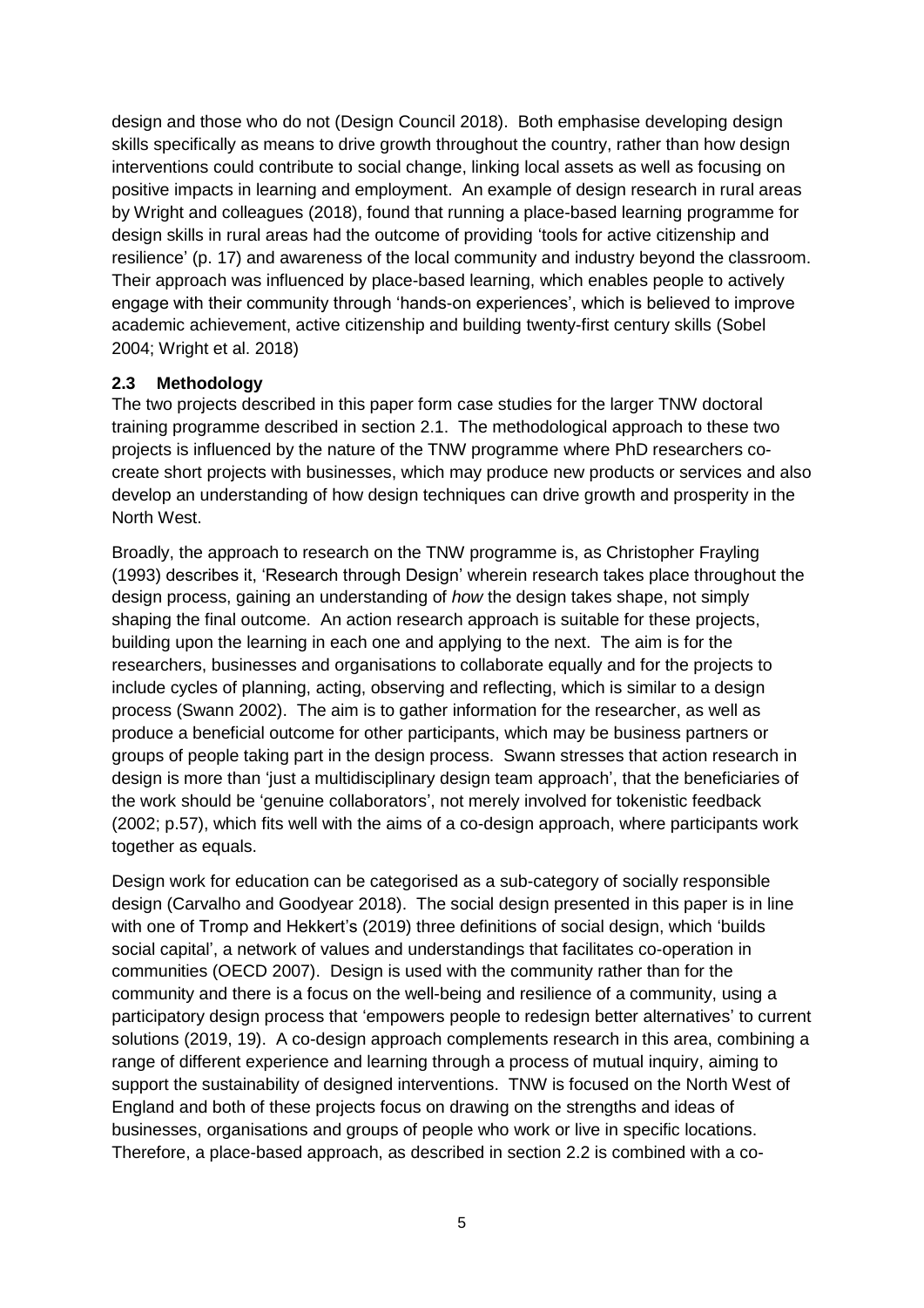design and those who do not (Design Council 2018). Both emphasise developing design skills specifically as means to drive growth throughout the country, rather than how design interventions could contribute to social change, linking local assets as well as focusing on positive impacts in learning and employment. An example of design research in rural areas by Wright and colleagues (2018), found that running a place-based learning programme for design skills in rural areas had the outcome of providing 'tools for active citizenship and resilience' (p. 17) and awareness of the local community and industry beyond the classroom. Their approach was influenced by place-based learning, which enables people to actively engage with their community through 'hands-on experiences', which is believed to improve academic achievement, active citizenship and building twenty-first century skills (Sobel 2004; Wright et al. 2018)

### 2.3 Methodology

The two projects described in this paper form case studies for the larger TNW doctoral training programme described in section 2.1. The methodological approach to these two projects is influenced by the nature of the TNW programme where PhD researchers co-create short projects with businesses, which may produce new products or services and also develop an understanding of how design techniques can drive growth and prosperity in the North West.

Broadly, the approach to research on the TNW programme is, as Christopher Frayling (1993) describes it, 'Research through Design' wherein research takes place throughout the design process, gaining an understanding of *how* the design takes shape, not simply shaping the final outcome. An action research approach is suitable for these projects, building upon the learning in each one and applying to the next. The aim is for the researchers, businesses and organisations to collaborate equally and for the projects to include cycles of planning, acting, observing and reflecting, which is similar to a design process (Swann 2002). The aim is to gather information for the researcher, as well as produce a beneficial outcome for other participants, which may be business partners or groups of people taking part in the design process. Swann stresses that action research in design is more than 'just a multidisciplinary design team approach', that the beneficiaries of the work should be 'genuine collaborators', not merely involved for tokenistic feedback (2002; p.57), which fits well with the aims of a co-design approach, where participants work together as equals.

Design work for education can be categorised as a sub-category of socially responsible design (Carvalho and Goodyear 2018). The social design presented in this paper is in line with one of Tromp and Hekkert's (2019) three definitions of social design, which 'builds social capital', a network of values and understandings that facilitates co-operation in communities (OECD 2007). Design is used with the community rather than for the community and there is a focus on the well-being and resilience of a community, using a participatory design process that 'empowers people to redesign better alternatives' to current solutions (2019, 19). A co-design approach complements research in this area, combining a range of different experience and learning through a process of mutual inquiry, aiming to support the sustainability of designed interventions. TNW is focused on the North West of England and both of these projects focus on drawing on the strengths and ideas of businesses, organisations and groups of people who work or live in specific locations. Therefore, a place-based approach, as described in section 2.2 is combined with a co-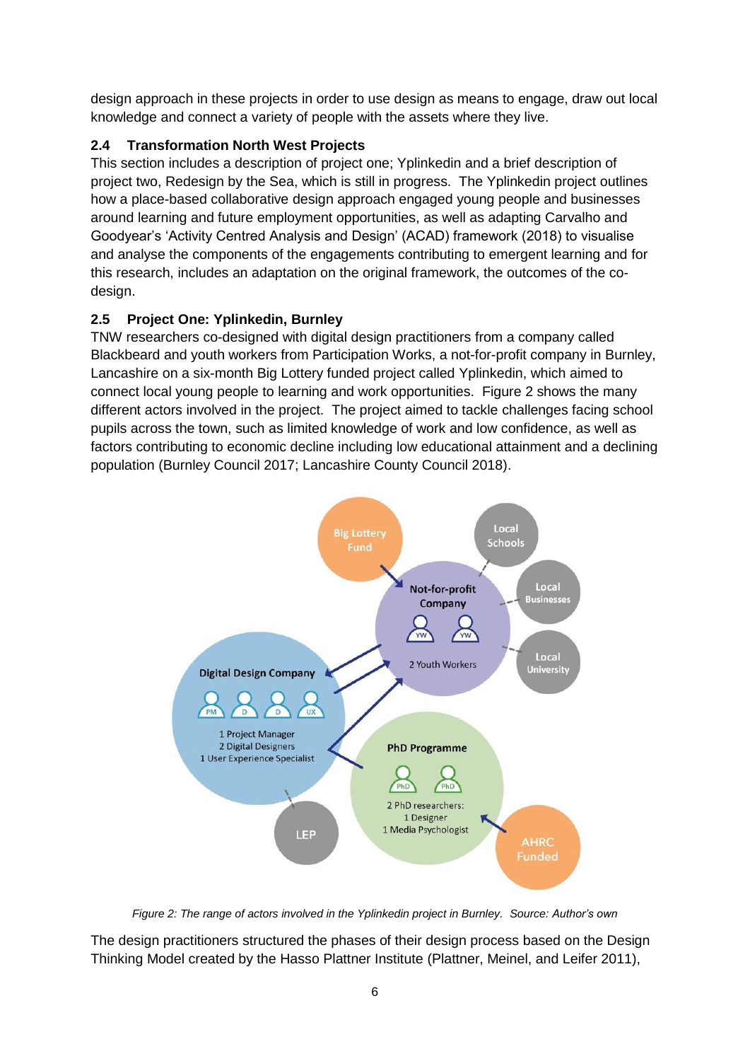design approach in these projects in order to use design as means to engage, draw out local knowledge and connect a variety of people with the assets where they live.

## 2.4 Transformation North West Projects

This section includes a description of project one; Yplinkedin and a brief description of project two, Redesign by the Sea, which is still in progress. The Yplinkedin project outlines how a place-based collaborative design approach engaged young people and businesses around learning and future employment opportunities, as well as adapting Carvalho and Goodyear's 'Activity Centred Analysis and Design' (ACAD) framework (2018) to visualise and analyse the components of the engagements contributing to emergent learning and for this research, includes an adaptation on the original framework, the outcomes of the co-design.

## 2.5 Project One: Yplinkedin, Burnley

TNW researchers co-designed with digital design practitioners from a company called Blackbeard and youth workers from Participation Works, a not-for-profit company in Burnley, Lancashire on a six-month Big Lottery funded project called Yplinkedin, which aimed to connect local young people to learning and work opportunities. Figure 2 shows the many different actors involved in the project. The project aimed to tackle challenges facing school pupils across the town, such as limited knowledge of work and low confidence, as well as factors contributing to economic decline including low educational attainment and a declining population (Burnley Council 2017; Lancashire County Council 2018).

*Figure 2: The range of actors involved in the Yplinkedin project in Burnley. Source: Author's own*

The design practitioners structured the phases of their design process based on the Design Thinking Model created by the Hasso Plattner Institute (Plattner, Meinel, and Leifer 2011),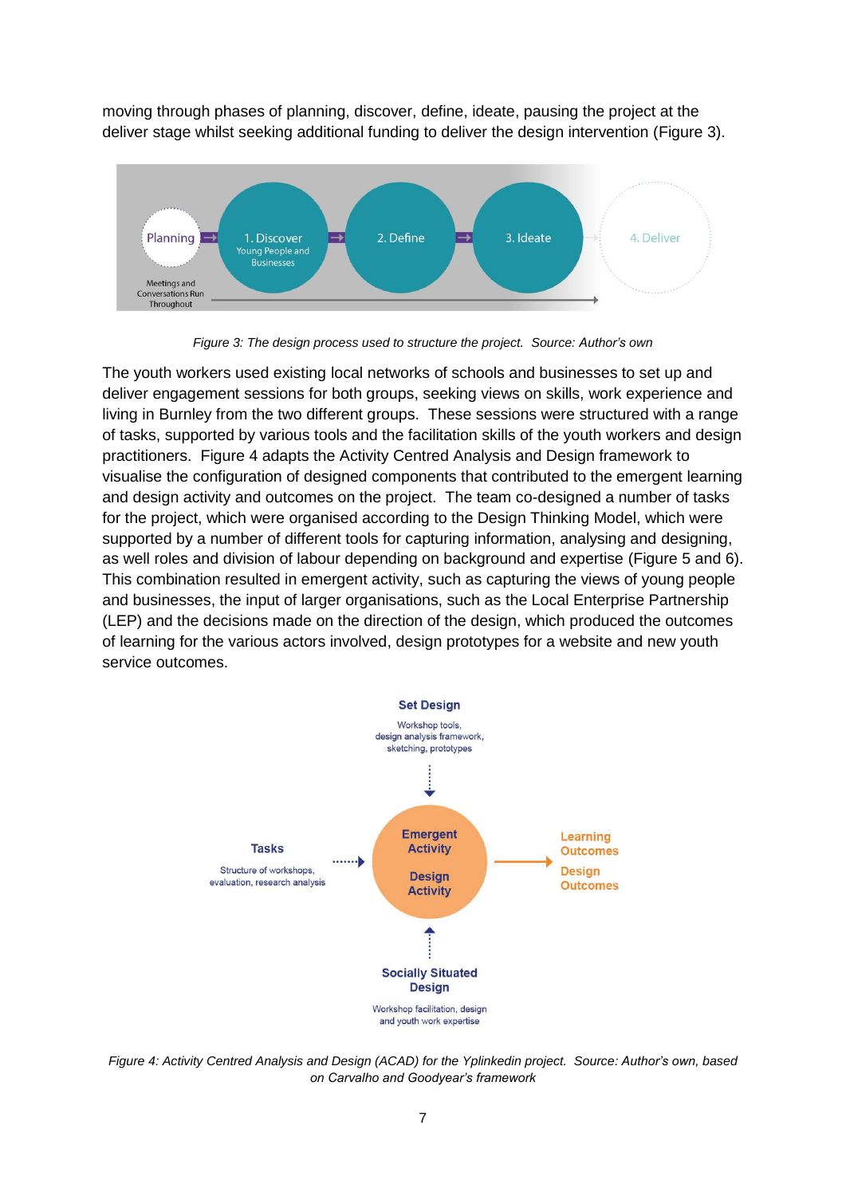moving through phases of planning, discover, define, ideate, pausing the project at the deliver stage whilst seeking additional funding to deliver the design intervention (Figure 3).

*Figure 3: The design process used to structure the project. Source: Author's own*

The youth workers used existing local networks of schools and businesses to set up and deliver engagement sessions for both groups, seeking views on skills, work experience and living in Burnley from the two different groups. These sessions were structured with a range of tasks, supported by various tools and the facilitation skills of the youth workers and design practitioners. Figure 4 adapts the Activity Centred Analysis and Design framework to visualise the configuration of designed components that contributed to the emergent learning and design activity and outcomes on the project. The team co-designed a number of tasks for the project, which were organised according to the Design Thinking Model, which were supported by a number of different tools for capturing information, analysing and designing, as well roles and division of labour depending on background and expertise (Figure 5 and 6). This combination resulted in emergent activity, such as capturing the views of young people and businesses, the input of larger organisations, such as the Local Enterprise Partnership (LEP) and the decisions made on the direction of the design, which produced the outcomes of learning for the various actors involved, design prototypes for a website and new youth service outcomes.

*Figure 4: Activity Centred Analysis and Design (ACAD) for the Yplinkedin project. Source: Author's own, based on Carvalho and Goodyear's framework*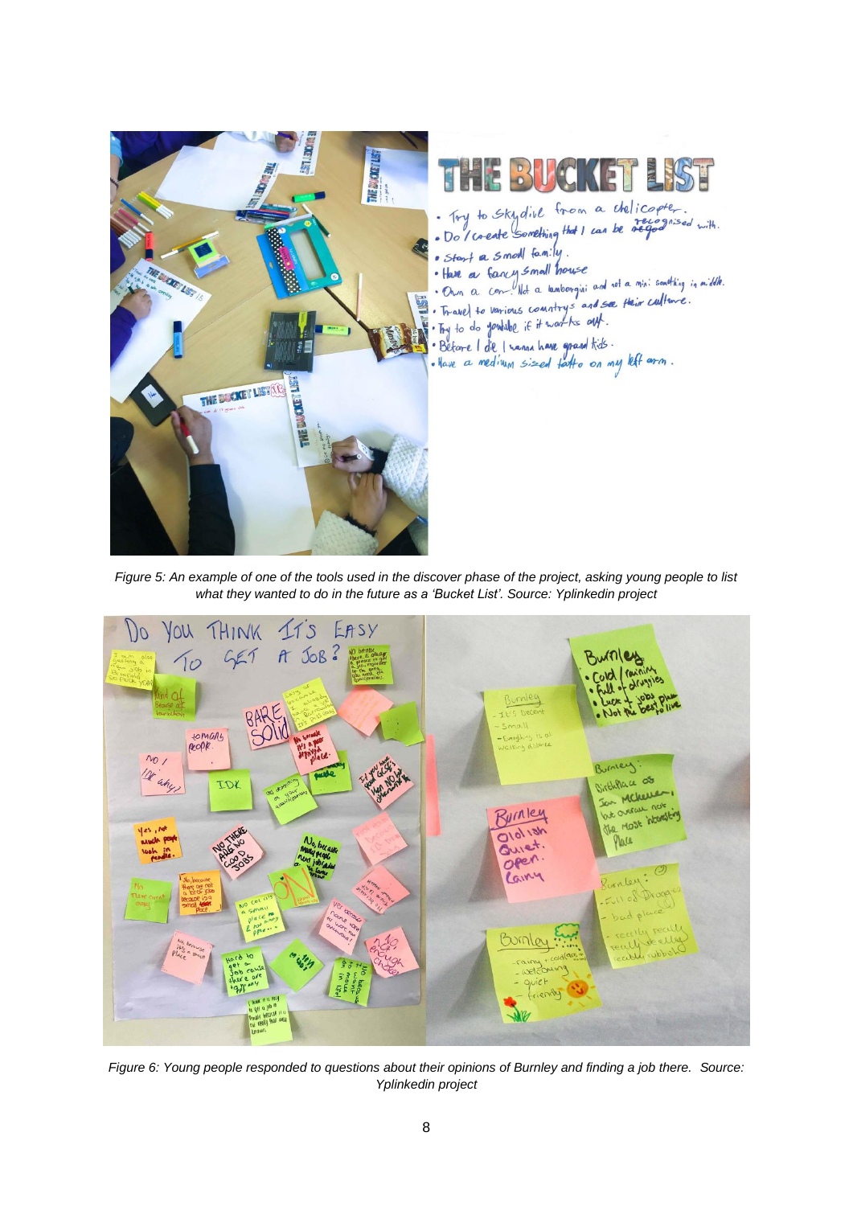Figure 5: An example of one of the tools used in the discover phase of the project, asking young people to list what they wanted to do in the future as a 'Bucket List'. Source: Yplinkedin project

Figure 6: Young people responded to questions about their opinions of Burnley and finding a job there. Source: Yplinkedin project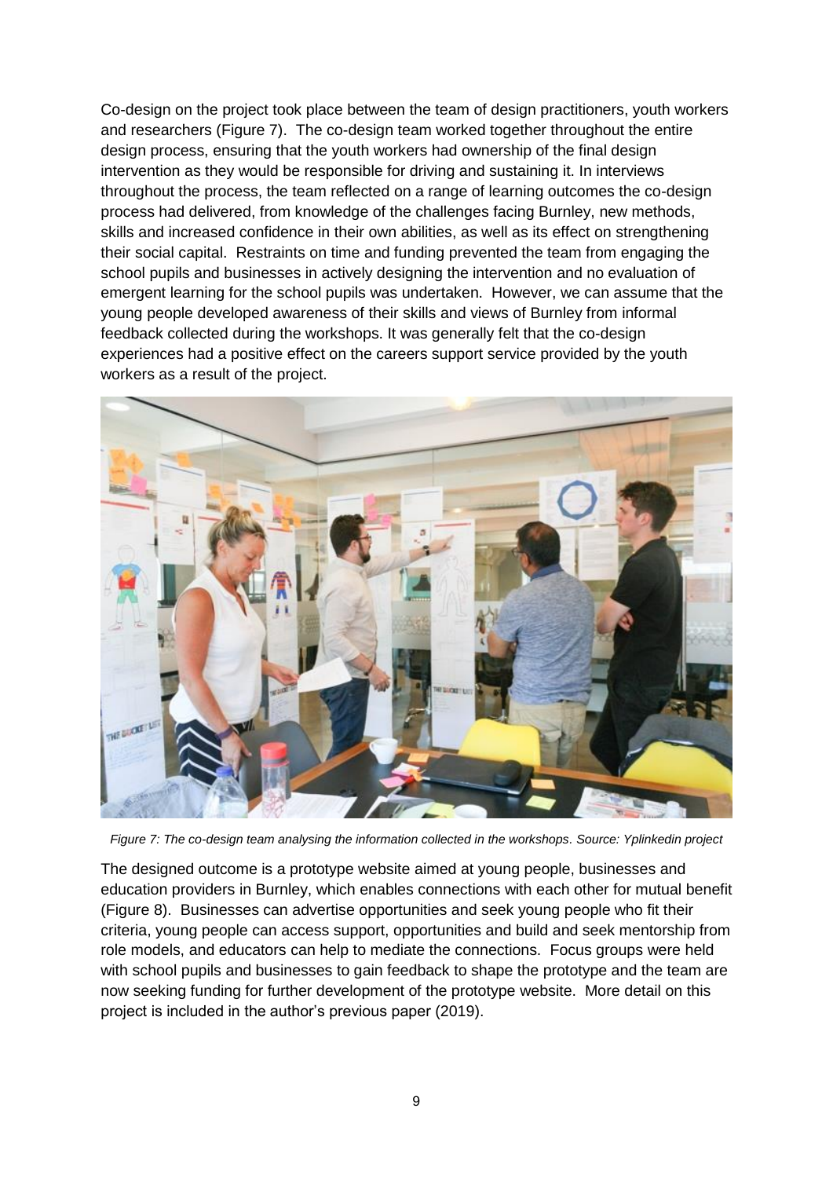Co-design on the project took place between the team of design practitioners, youth workers and researchers (Figure 7). The co-design team worked together throughout the entire design process, ensuring that the youth workers had ownership of the final design intervention as they would be responsible for driving and sustaining it. In interviews throughout the process, the team reflected on a range of learning outcomes the co-design process had delivered, from knowledge of the challenges facing Burnley, new methods, skills and increased confidence in their own abilities, as well as its effect on strengthening their social capital. Restraints on time and funding prevented the team from engaging the school pupils and businesses in actively designing the intervention and no evaluation of emergent learning for the school pupils was undertaken. However, we can assume that the young people developed awareness of their skills and views of Burnley from informal feedback collected during the workshops. It was generally felt that the co-design experiences had a positive effect on the careers support service provided by the youth workers as a result of the project.

*Figure 7: The co-design team analysing the information collected in the workshops. Source: Yplinkedin project*

The designed outcome is a prototype website aimed at young people, businesses and education providers in Burnley, which enables connections with each other for mutual benefit (Figure 8). Businesses can advertise opportunities and seek young people who fit their criteria, young people can access support, opportunities and build and seek mentorship from role models, and educators can help to mediate the connections. Focus groups were held with school pupils and businesses to gain feedback to shape the prototype and the team are now seeking funding for further development of the prototype website. More detail on this project is included in the author's previous paper (2019).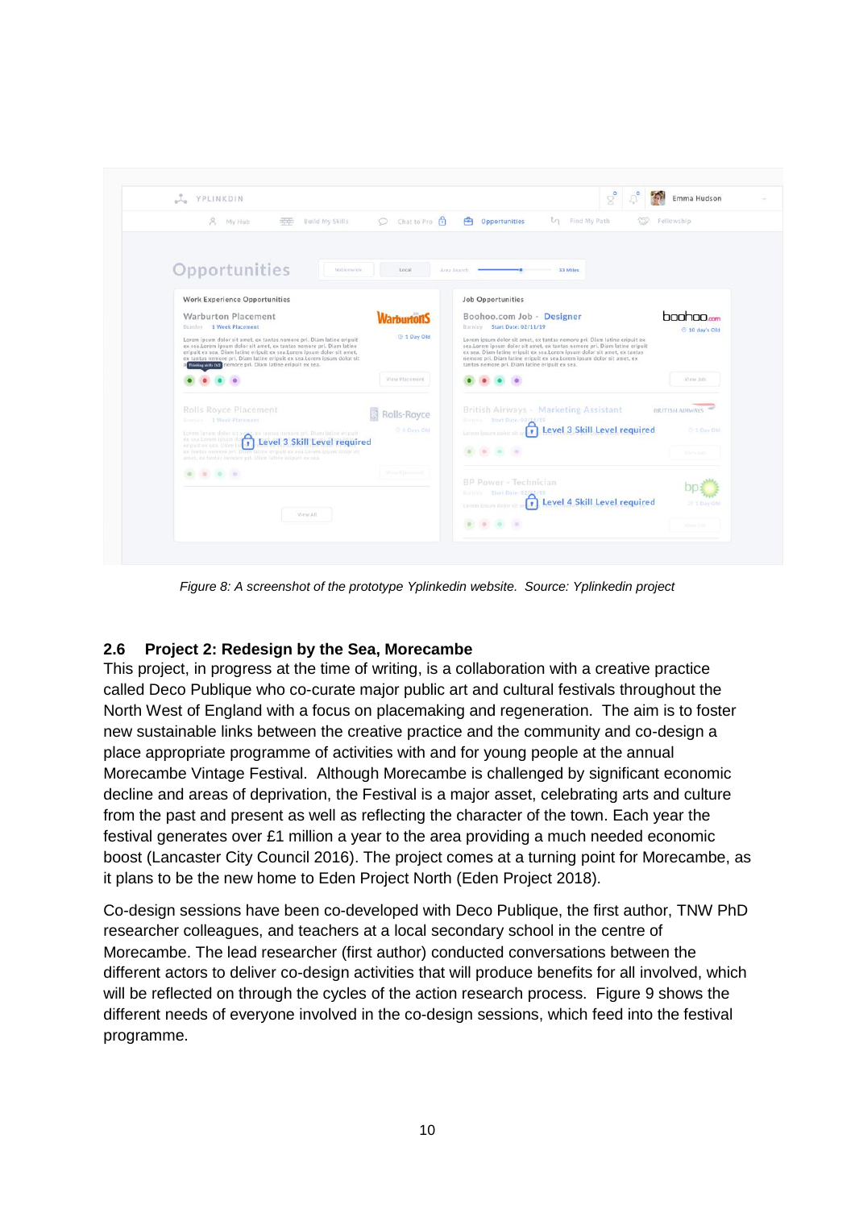*Figure 8: A screenshot of the prototype Yplinkedin website. Source: Yplinkedin project*

## 2.6 Project 2: Redesign by the Sea, Morecambe

This project, in progress at the time of writing, is a collaboration with a creative practice called Deco Publique who co-curate major public art and cultural festivals throughout the North West of England with a focus on placemaking and regeneration. The aim is to foster new sustainable links between the creative practice and the community and co-design a place appropriate programme of activities with and for young people at the annual Morecambe Vintage Festival. Although Morecambe is challenged by significant economic decline and areas of deprivation, the Festival is a major asset, celebrating arts and culture from the past and present as well as reflecting the character of the town. Each year the festival generates over £1 million a year to the area providing a much needed economic boost (Lancaster City Council 2016). The project comes at a turning point for Morecambe, as it plans to be the new home to Eden Project North (Eden Project 2018).

Co-design sessions have been co-developed with Deco Publique, the first author, TNW PhD researcher colleagues, and teachers at a local secondary school in the centre of Morecambe. The lead researcher (first author) conducted conversations between the different actors to deliver co-design activities that will produce benefits for all involved, which will be reflected on through the cycles of the action research process. Figure 9 shows the different needs of everyone involved in the co-design sessions, which feed into the festival programme.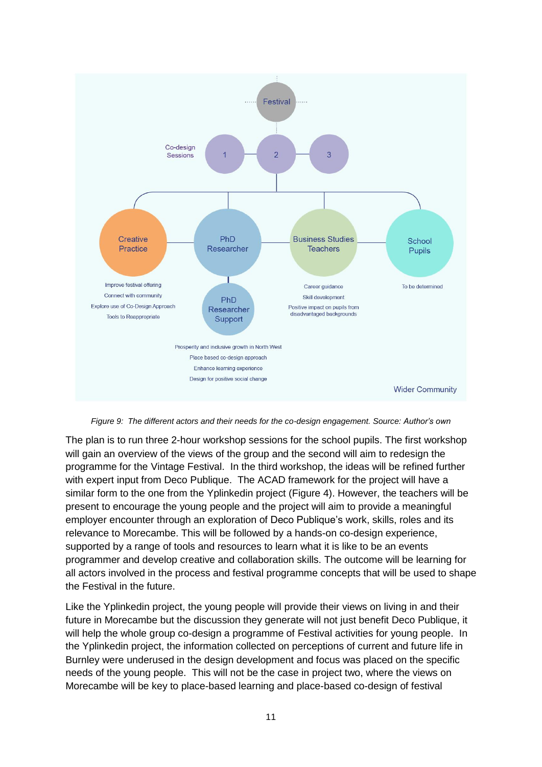Festival

Co-design Sessions

1 — 2 — 3

Creative Practice — PhD Researcher — Business Studies Teachers — School Pupils

PhD Researcher Support

Improve festival offering
Connect with community
Explore use of Co-Design Approach
Tools to Reappropriate

Career guidance
Skill development
Positive impact on pupils from disadvantaged backgrounds

To be determined

Prosperity and inclusive growth in North West
Place based co-design approach
Enhance learning experience
Design for positive social change

Wider Community

*Figure 9: The different actors and their needs for the co-design engagement. Source: Author's own*

The plan is to run three 2-hour workshop sessions for the school pupils. The first workshop will gain an overview of the views of the group and the second will aim to redesign the programme for the Vintage Festival. In the third workshop, the ideas will be refined further with expert input from Deco Publique. The ACAD framework for the project will have a similar form to the one from the Yplinkedin project (Figure 4). However, the teachers will be present to encourage the young people and the project will aim to provide a meaningful employer encounter through an exploration of Deco Publique's work, skills, roles and its relevance to Morecambe. This will be followed by a hands-on co-design experience, supported by a range of tools and resources to learn what it is like to be an events programmer and develop creative and collaboration skills. The outcome will be learning for all actors involved in the process and festival programme concepts that will be used to shape the Festival in the future.

Like the Yplinkedin project, the young people will provide their views on living in and their future in Morecambe but the discussion they generate will not just benefit Deco Publique, it will help the whole group co-design a programme of Festival activities for young people. In the Yplinkedin project, the information collected on perceptions of current and future life in Burnley were underused in the design development and focus was placed on the specific needs of the young people. This will not be the case in project two, where the views on Morecambe will be key to place-based learning and place-based co-design of festival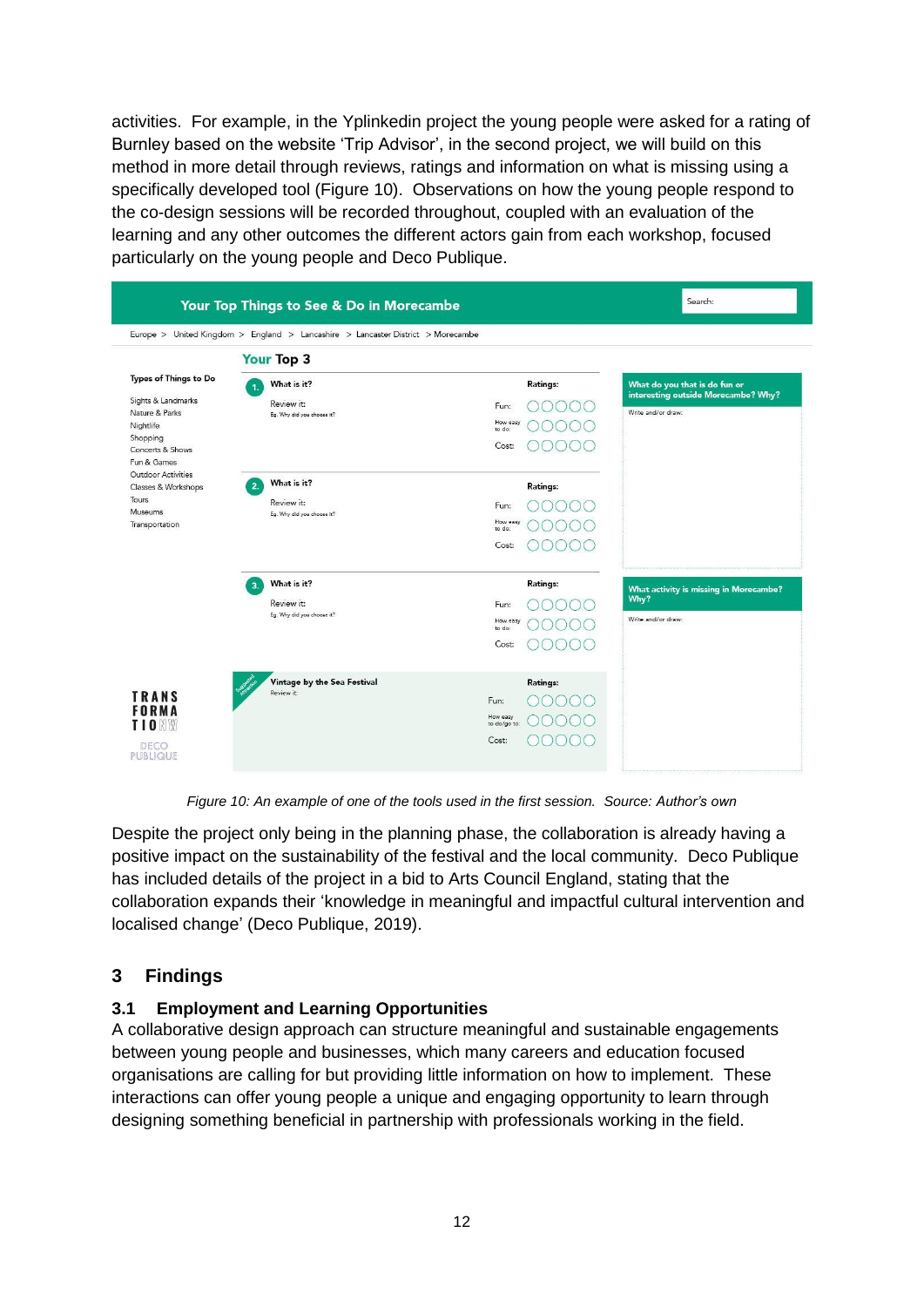activities. For example, in the Yplinkedin project the young people were asked for a rating of Burnley based on the website 'Trip Advisor', in the second project, we will build on this method in more detail through reviews, ratings and information on what is missing using a specifically developed tool (Figure 10). Observations on how the young people respond to the co-design sessions will be recorded throughout, coupled with an evaluation of the learning and any other outcomes the different actors gain from each workshop, focused particularly on the young people and Deco Publique.

*Figure 10: An example of one of the tools used in the first session. Source: Author's own*

Despite the project only being in the planning phase, the collaboration is already having a positive impact on the sustainability of the festival and the local community. Deco Publique has included details of the project in a bid to Arts Council England, stating that the collaboration expands their 'knowledge in meaningful and impactful cultural intervention and localised change' (Deco Publique, 2019).

## 3 Findings

### 3.1 Employment and Learning Opportunities

A collaborative design approach can structure meaningful and sustainable engagements between young people and businesses, which many careers and education focused organisations are calling for but providing little information on how to implement. These interactions can offer young people a unique and engaging opportunity to learn through designing something beneficial in partnership with professionals working in the field.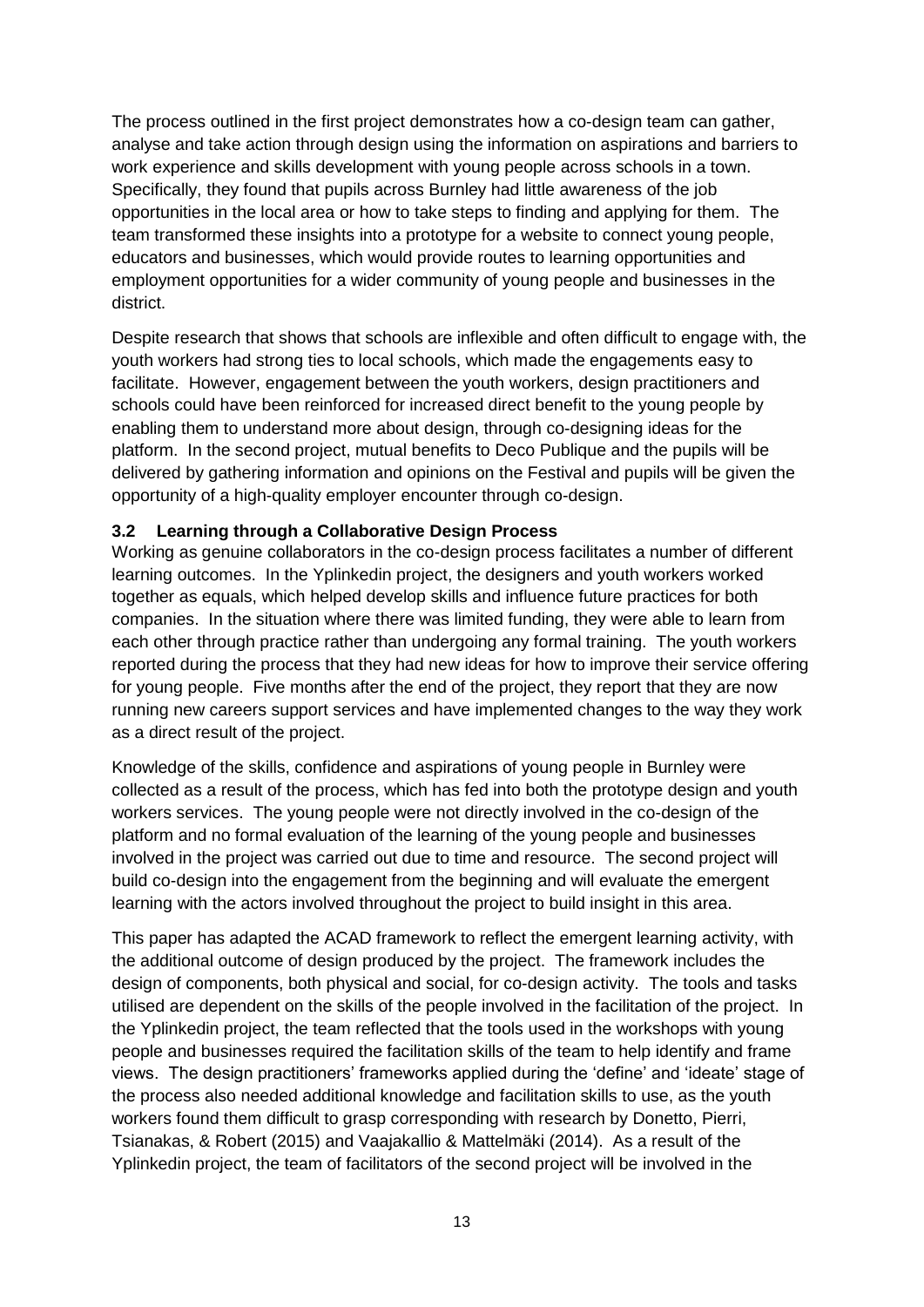The process outlined in the first project demonstrates how a co-design team can gather, analyse and take action through design using the information on aspirations and barriers to work experience and skills development with young people across schools in a town. Specifically, they found that pupils across Burnley had little awareness of the job opportunities in the local area or how to take steps to finding and applying for them. The team transformed these insights into a prototype for a website to connect young people, educators and businesses, which would provide routes to learning opportunities and employment opportunities for a wider community of young people and businesses in the district.

Despite research that shows that schools are inflexible and often difficult to engage with, the youth workers had strong ties to local schools, which made the engagements easy to facilitate. However, engagement between the youth workers, design practitioners and schools could have been reinforced for increased direct benefit to the young people by enabling them to understand more about design, through co-designing ideas for the platform. In the second project, mutual benefits to Deco Publique and the pupils will be delivered by gathering information and opinions on the Festival and pupils will be given the opportunity of a high-quality employer encounter through co-design.

### 3.2 Learning through a Collaborative Design Process

Working as genuine collaborators in the co-design process facilitates a number of different learning outcomes. In the Yplinkedin project, the designers and youth workers worked together as equals, which helped develop skills and influence future practices for both companies. In the situation where there was limited funding, they were able to learn from each other through practice rather than undergoing any formal training. The youth workers reported during the process that they had new ideas for how to improve their service offering for young people. Five months after the end of the project, they report that they are now running new careers support services and have implemented changes to the way they work as a direct result of the project.

Knowledge of the skills, confidence and aspirations of young people in Burnley were collected as a result of the process, which has fed into both the prototype design and youth workers services. The young people were not directly involved in the co-design of the platform and no formal evaluation of the learning of the young people and businesses involved in the project was carried out due to time and resource. The second project will build co-design into the engagement from the beginning and will evaluate the emergent learning with the actors involved throughout the project to build insight in this area.

This paper has adapted the ACAD framework to reflect the emergent learning activity, with the additional outcome of design produced by the project. The framework includes the design of components, both physical and social, for co-design activity. The tools and tasks utilised are dependent on the skills of the people involved in the facilitation of the project. In the Yplinkedin project, the team reflected that the tools used in the workshops with young people and businesses required the facilitation skills of the team to help identify and frame views. The design practitioners' frameworks applied during the 'define' and 'ideate' stage of the process also needed additional knowledge and facilitation skills to use, as the youth workers found them difficult to grasp corresponding with research by Donetto, Pierri, Tsianakas, & Robert (2015) and Vaajakallio & Mattelmäki (2014). As a result of the Yplinkedin project, the team of facilitators of the second project will be involved in the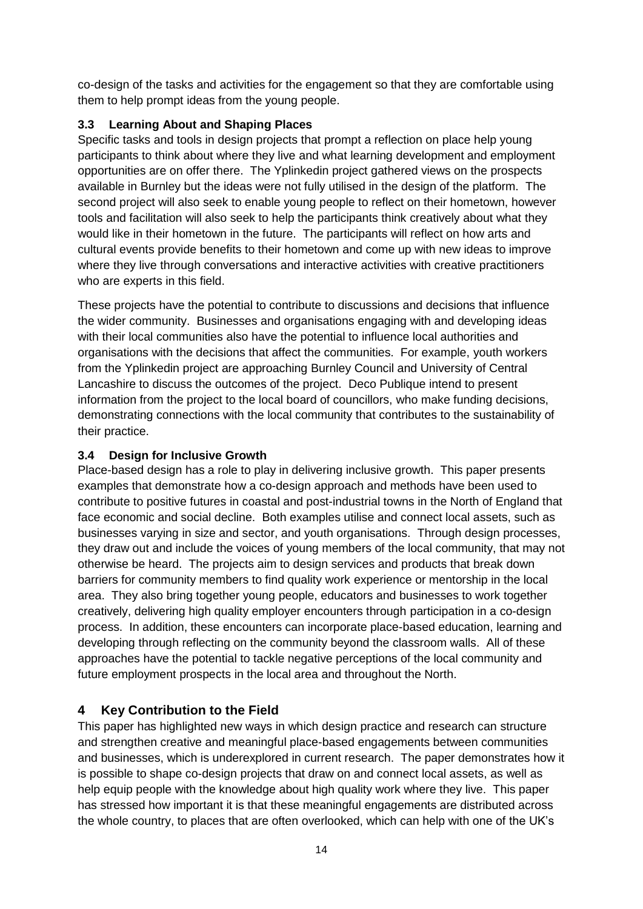co-design of the tasks and activities for the engagement so that they are comfortable using them to help prompt ideas from the young people.

### 3.3 Learning About and Shaping Places

Specific tasks and tools in design projects that prompt a reflection on place help young participants to think about where they live and what learning development and employment opportunities are on offer there. The Yplinkedin project gathered views on the prospects available in Burnley but the ideas were not fully utilised in the design of the platform. The second project will also seek to enable young people to reflect on their hometown, however tools and facilitation will also seek to help the participants think creatively about what they would like in their hometown in the future. The participants will reflect on how arts and cultural events provide benefits to their hometown and come up with new ideas to improve where they live through conversations and interactive activities with creative practitioners who are experts in this field.

These projects have the potential to contribute to discussions and decisions that influence the wider community. Businesses and organisations engaging with and developing ideas with their local communities also have the potential to influence local authorities and organisations with the decisions that affect the communities. For example, youth workers from the Yplinkedin project are approaching Burnley Council and University of Central Lancashire to discuss the outcomes of the project. Deco Publique intend to present information from the project to the local board of councillors, who make funding decisions, demonstrating connections with the local community that contributes to the sustainability of their practice.

### 3.4 Design for Inclusive Growth

Place-based design has a role to play in delivering inclusive growth. This paper presents examples that demonstrate how a co-design approach and methods have been used to contribute to positive futures in coastal and post-industrial towns in the North of England that face economic and social decline. Both examples utilise and connect local assets, such as businesses varying in size and sector, and youth organisations. Through design processes, they draw out and include the voices of young members of the local community, that may not otherwise be heard. The projects aim to design services and products that break down barriers for community members to find quality work experience or mentorship in the local area. They also bring together young people, educators and businesses to work together creatively, delivering high quality employer encounters through participation in a co-design process. In addition, these encounters can incorporate place-based education, learning and developing through reflecting on the community beyond the classroom walls. All of these approaches have the potential to tackle negative perceptions of the local community and future employment prospects in the local area and throughout the North.

## 4 Key Contribution to the Field

This paper has highlighted new ways in which design practice and research can structure and strengthen creative and meaningful place-based engagements between communities and businesses, which is underexplored in current research. The paper demonstrates how it is possible to shape co-design projects that draw on and connect local assets, as well as help equip people with the knowledge about high quality work where they live. This paper has stressed how important it is that these meaningful engagements are distributed across the whole country, to places that are often overlooked, which can help with one of the UK's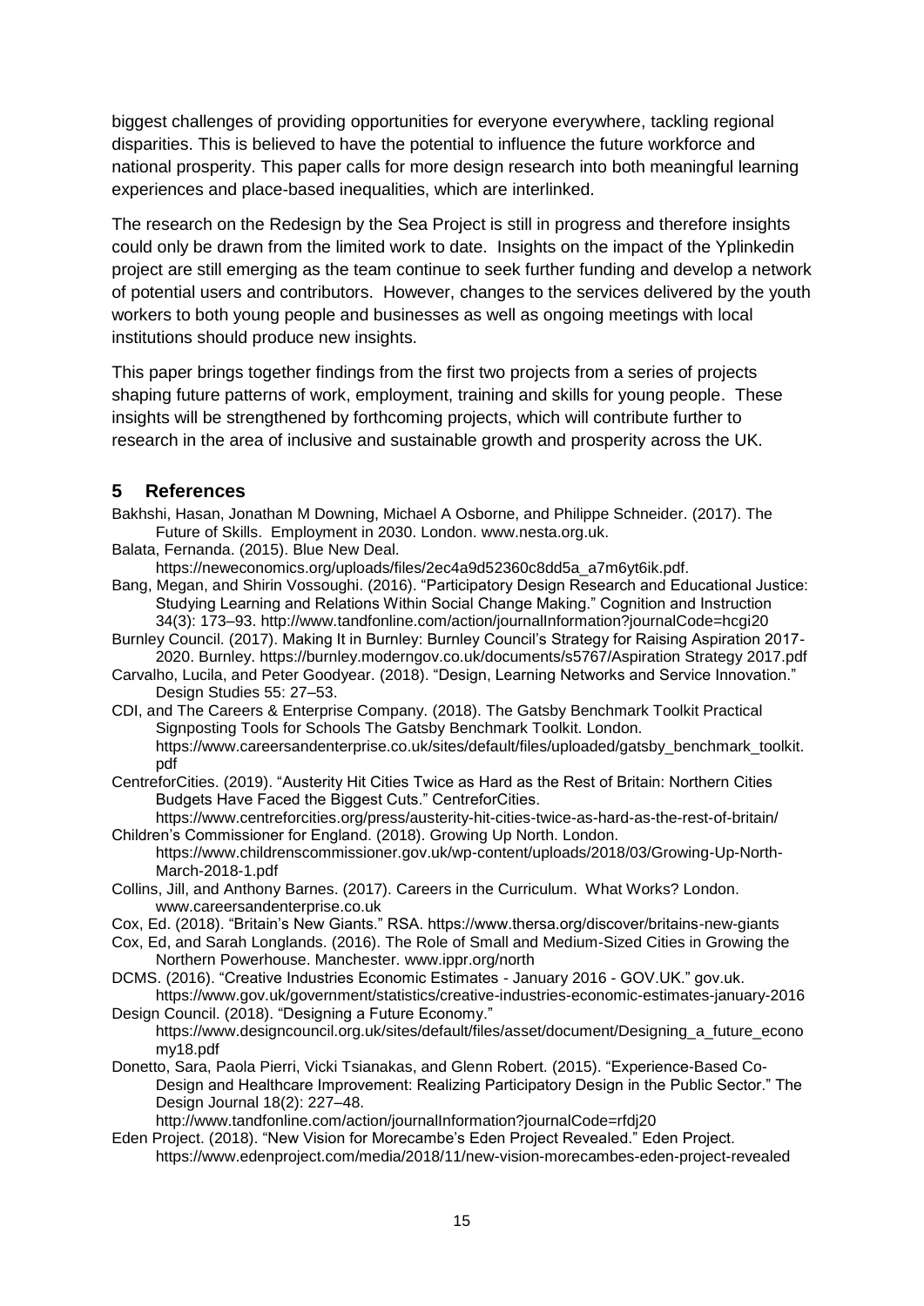biggest challenges of providing opportunities for everyone everywhere, tackling regional disparities. This is believed to have the potential to influence the future workforce and national prosperity. This paper calls for more design research into both meaningful learning experiences and place-based inequalities, which are interlinked.

The research on the Redesign by the Sea Project is still in progress and therefore insights could only be drawn from the limited work to date. Insights on the impact of the Yplinkedin project are still emerging as the team continue to seek further funding and develop a network of potential users and contributors. However, changes to the services delivered by the youth workers to both young people and businesses as well as ongoing meetings with local institutions should produce new insights.

This paper brings together findings from the first two projects from a series of projects shaping future patterns of work, employment, training and skills for young people. These insights will be strengthened by forthcoming projects, which will contribute further to research in the area of inclusive and sustainable growth and prosperity across the UK.

## 5 References

Bakhshi, Hasan, Jonathan M Downing, Michael A Osborne, and Philippe Schneider. (2017). The Future of Skills. Employment in 2030. London. www.nesta.org.uk.

Balata, Fernanda. (2015). Blue New Deal. https://neweconomics.org/uploads/files/2ec4a9d52360c8dd5a_a7m6yt6ik.pdf.

Bang, Megan, and Shirin Vossoughi. (2016). "Participatory Design Research and Educational Justice: Studying Learning and Relations Within Social Change Making." Cognition and Instruction 34(3): 173–93. http://www.tandfonline.com/action/journalInformation?journalCode=hcgi20

Burnley Council. (2017). Making It in Burnley: Burnley Council's Strategy for Raising Aspiration 2017-2020. Burnley. https://burnley.moderngov.co.uk/documents/s5767/Aspiration Strategy 2017.pdf

Carvalho, Lucila, and Peter Goodyear. (2018). "Design, Learning Networks and Service Innovation." Design Studies 55: 27–53.

CDI, and The Careers & Enterprise Company. (2018). The Gatsby Benchmark Toolkit Practical Signposting Tools for Schools The Gatsby Benchmark Toolkit. London. https://www.careersandenterprise.co.uk/sites/default/files/uploaded/gatsby_benchmark_toolkit.pdf

CentreforCities. (2019). "Austerity Hit Cities Twice as Hard as the Rest of Britain: Northern Cities Budgets Have Faced the Biggest Cuts." CentreforCities. https://www.centreforcities.org/press/austerity-hit-cities-twice-as-hard-as-the-rest-of-britain/

Children's Commissioner for England. (2018). Growing Up North. London. https://www.childrenscommissioner.gov.uk/wp-content/uploads/2018/03/Growing-Up-North-March-2018-1.pdf

Collins, Jill, and Anthony Barnes. (2017). Careers in the Curriculum. What Works? London. www.careersandenterprise.co.uk

Cox, Ed. (2018). "Britain's New Giants." RSA. https://www.thersa.org/discover/britains-new-giants

Cox, Ed, and Sarah Longlands. (2016). The Role of Small and Medium-Sized Cities in Growing the Northern Powerhouse. Manchester. www.ippr.org/north

DCMS. (2016). "Creative Industries Economic Estimates - January 2016 - GOV.UK." gov.uk. https://www.gov.uk/government/statistics/creative-industries-economic-estimates-january-2016

Design Council. (2018). "Designing a Future Economy." https://www.designcouncil.org.uk/sites/default/files/asset/document/Designing_a_future_economy18.pdf

Donetto, Sara, Paola Pierri, Vicki Tsianakas, and Glenn Robert. (2015). "Experience-Based Co-Design and Healthcare Improvement: Realizing Participatory Design in the Public Sector." The Design Journal 18(2): 227–48. http://www.tandfonline.com/action/journalInformation?journalCode=rfdj20

Eden Project. (2018). "New Vision for Morecambe's Eden Project Revealed." Eden Project. https://www.edenproject.com/media/2018/11/new-vision-morecambes-eden-project-revealed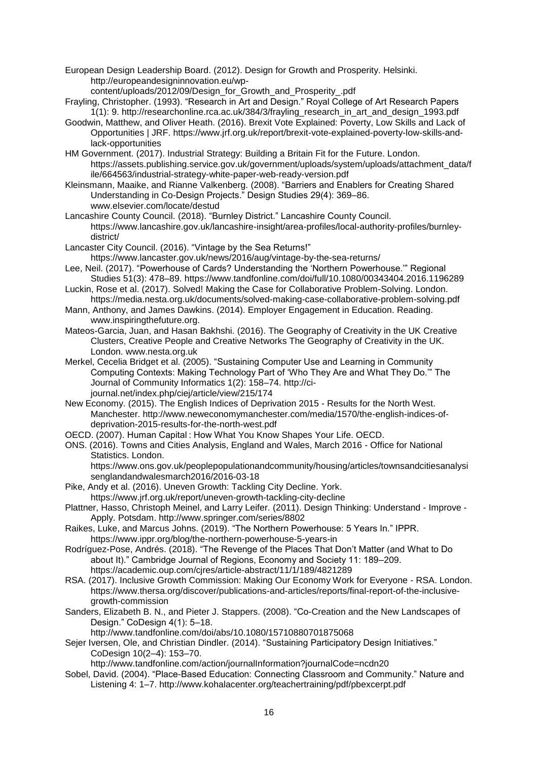European Design Leadership Board. (2012). Design for Growth and Prosperity. Helsinki. http://europeandesigninnovation.eu/wp-content/uploads/2012/09/Design_for_Growth_and_Prosperity_.pdf

Frayling, Christopher. (1993). "Research in Art and Design." Royal College of Art Research Papers 1(1): 9. http://researchonline.rca.ac.uk/384/3/frayling_research_in_art_and_design_1993.pdf

Goodwin, Matthew, and Oliver Heath. (2016). Brexit Vote Explained: Poverty, Low Skills and Lack of Opportunities | JRF. https://www.jrf.org.uk/report/brexit-vote-explained-poverty-low-skills-and-lack-opportunities

HM Government. (2017). Industrial Strategy: Building a Britain Fit for the Future. London. https://assets.publishing.service.gov.uk/government/uploads/system/uploads/attachment_data/file/664563/industrial-strategy-white-paper-web-ready-version.pdf

Kleinsmann, Maaike, and Rianne Valkenberg. (2008). "Barriers and Enablers for Creating Shared Understanding in Co-Design Projects." Design Studies 29(4): 369–86. www.elsevier.com/locate/destud

Lancashire County Council. (2018). "Burnley District." Lancashire County Council. https://www.lancashire.gov.uk/lancashire-insight/area-profiles/local-authority-profiles/burnley-district/

Lancaster City Council. (2016). "Vintage by the Sea Returns!" https://www.lancaster.gov.uk/news/2016/aug/vintage-by-the-sea-returns/

Lee, Neil. (2017). "Powerhouse of Cards? Understanding the 'Northern Powerhouse.'" Regional Studies 51(3): 478–89. https://www.tandfonline.com/doi/full/10.1080/00343404.2016.1196289

Luckin, Rose et al. (2017). Solved! Making the Case for Collaborative Problem-Solving. London. https://media.nesta.org.uk/documents/solved-making-case-collaborative-problem-solving.pdf

Mann, Anthony, and James Dawkins. (2014). Employer Engagement in Education. Reading. www.inspiringthefuture.org.

Mateos-Garcia, Juan, and Hasan Bakhshi. (2016). The Geography of Creativity in the UK Creative Clusters, Creative People and Creative Networks The Geography of Creativity in the UK. London. www.nesta.org.uk

Merkel, Cecelia Bridget et al. (2005). "Sustaining Computer Use and Learning in Community Computing Contexts: Making Technology Part of 'Who They Are and What They Do.'" The Journal of Community Informatics 1(2): 158–74. http://ci-journal.net/index.php/ciej/article/view/215/174

New Economy. (2015). The English Indices of Deprivation 2015 - Results for the North West. Manchester. http://www.neweconomymanchester.com/media/1570/the-english-indices-of-deprivation-2015-results-for-the-north-west.pdf

OECD. (2007). Human Capital : How What You Know Shapes Your Life. OECD.

ONS. (2016). Towns and Cities Analysis, England and Wales, March 2016 - Office for National Statistics. London. https://www.ons.gov.uk/peoplepopulationandcommunity/housing/articles/townsandcitiesanalysisenglandandwalesmarch2016/2016-03-18

Pike, Andy et al. (2016). Uneven Growth: Tackling City Decline. York. https://www.jrf.org.uk/report/uneven-growth-tackling-city-decline

Plattner, Hasso, Christoph Meinel, and Larry Leifer. (2011). Design Thinking: Understand - Improve - Apply. Potsdam. http://www.springer.com/series/8802

Raikes, Luke, and Marcus Johns. (2019). "The Northern Powerhouse: 5 Years In." IPPR. https://www.ippr.org/blog/the-northern-powerhouse-5-years-in

Rodríguez-Pose, Andrés. (2018). "The Revenge of the Places That Don't Matter (and What to Do about It)." Cambridge Journal of Regions, Economy and Society 11: 189–209. https://academic.oup.com/cjres/article-abstract/11/1/189/4821289

RSA. (2017). Inclusive Growth Commission: Making Our Economy Work for Everyone - RSA. London. https://www.thersa.org/discover/publications-and-articles/reports/final-report-of-the-inclusive-growth-commission

Sanders, Elizabeth B. N., and Pieter J. Stappers. (2008). "Co-Creation and the New Landscapes of Design." CoDesign 4(1): 5–18. http://www.tandfonline.com/doi/abs/10.1080/15710880701875068

Sejer Iversen, Ole, and Christian Dindler. (2014). "Sustaining Participatory Design Initiatives." CoDesign 10(2–4): 153–70. http://www.tandfonline.com/action/journalInformation?journalCode=ncdn20

Sobel, David. (2004). "Place-Based Education: Connecting Classroom and Community." Nature and Listening 4: 1–7. http://www.kohalacenter.org/teachertraining/pdf/pbexcerpt.pdf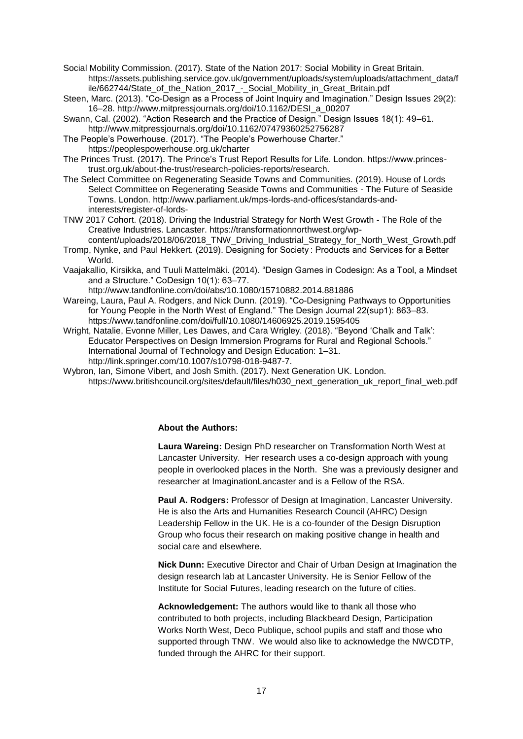Social Mobility Commission. (2017). State of the Nation 2017: Social Mobility in Great Britain. https://assets.publishing.service.gov.uk/government/uploads/system/uploads/attachment_data/file/662744/State_of_the_Nation_2017_-_Social_Mobility_in_Great_Britain.pdf

Steen, Marc. (2013). "Co-Design as a Process of Joint Inquiry and Imagination." Design Issues 29(2): 16–28. http://www.mitpressjournals.org/doi/10.1162/DESI_a_00207

Swann, Cal. (2002). "Action Research and the Practice of Design." Design Issues 18(1): 49–61. http://www.mitpressjournals.org/doi/10.1162/07479360252756287

The People's Powerhouse. (2017). "The People's Powerhouse Charter." https://peoplespowerhouse.org.uk/charter

The Princes Trust. (2017). The Prince's Trust Report Results for Life. London. https://www.princes-trust.org.uk/about-the-trust/research-policies-reports/research.

The Select Committee on Regenerating Seaside Towns and Communities. (2019). House of Lords Select Committee on Regenerating Seaside Towns and Communities - The Future of Seaside Towns. London. http://www.parliament.uk/mps-lords-and-offices/standards-and-interests/register-of-lords-

TNW 2017 Cohort. (2018). Driving the Industrial Strategy for North West Growth - The Role of the Creative Industries. Lancaster. https://transformationnorthwest.org/wp-content/uploads/2018/06/2018_TNW_Driving_Industrial_Strategy_for_North_West_Growth.pdf

Tromp, Nynke, and Paul Hekkert. (2019). Designing for Society : Products and Services for a Better World.

Vaajakallio, Kirsikka, and Tuuli Mattelmäki. (2014). "Design Games in Codesign: As a Tool, a Mindset and a Structure." CoDesign 10(1): 63–77. http://www.tandfonline.com/doi/abs/10.1080/15710882.2014.881886

Wareing, Laura, Paul A. Rodgers, and Nick Dunn. (2019). "Co-Designing Pathways to Opportunities for Young People in the North West of England." The Design Journal 22(sup1): 863–83. https://www.tandfonline.com/doi/full/10.1080/14606925.2019.1595405

Wright, Natalie, Evonne Miller, Les Dawes, and Cara Wrigley. (2018). "Beyond 'Chalk and Talk': Educator Perspectives on Design Immersion Programs for Rural and Regional Schools." International Journal of Technology and Design Education: 1–31. http://link.springer.com/10.1007/s10798-018-9487-7.

Wybron, Ian, Simone Vibert, and Josh Smith. (2017). Next Generation UK. London. https://www.britishcouncil.org/sites/default/files/h030_next_generation_uk_report_final_web.pdf

**About the Authors:**

**Laura Wareing:** Design PhD researcher on Transformation North West at Lancaster University. Her research uses a co-design approach with young people in overlooked places in the North. She was a previously designer and researcher at ImaginationLancaster and is a Fellow of the RSA.

**Paul A. Rodgers:** Professor of Design at Imagination, Lancaster University. He is also the Arts and Humanities Research Council (AHRC) Design Leadership Fellow in the UK. He is a co-founder of the Design Disruption Group who focus their research on making positive change in health and social care and elsewhere.

**Nick Dunn:** Executive Director and Chair of Urban Design at Imagination the design research lab at Lancaster University. He is Senior Fellow of the Institute for Social Futures, leading research on the future of cities.

**Acknowledgement:** The authors would like to thank all those who contributed to both projects, including Blackbeard Design, Participation Works North West, Deco Publique, school pupils and staff and those who supported through TNW. We would also like to acknowledge the NWCDTP, funded through the AHRC for their support.